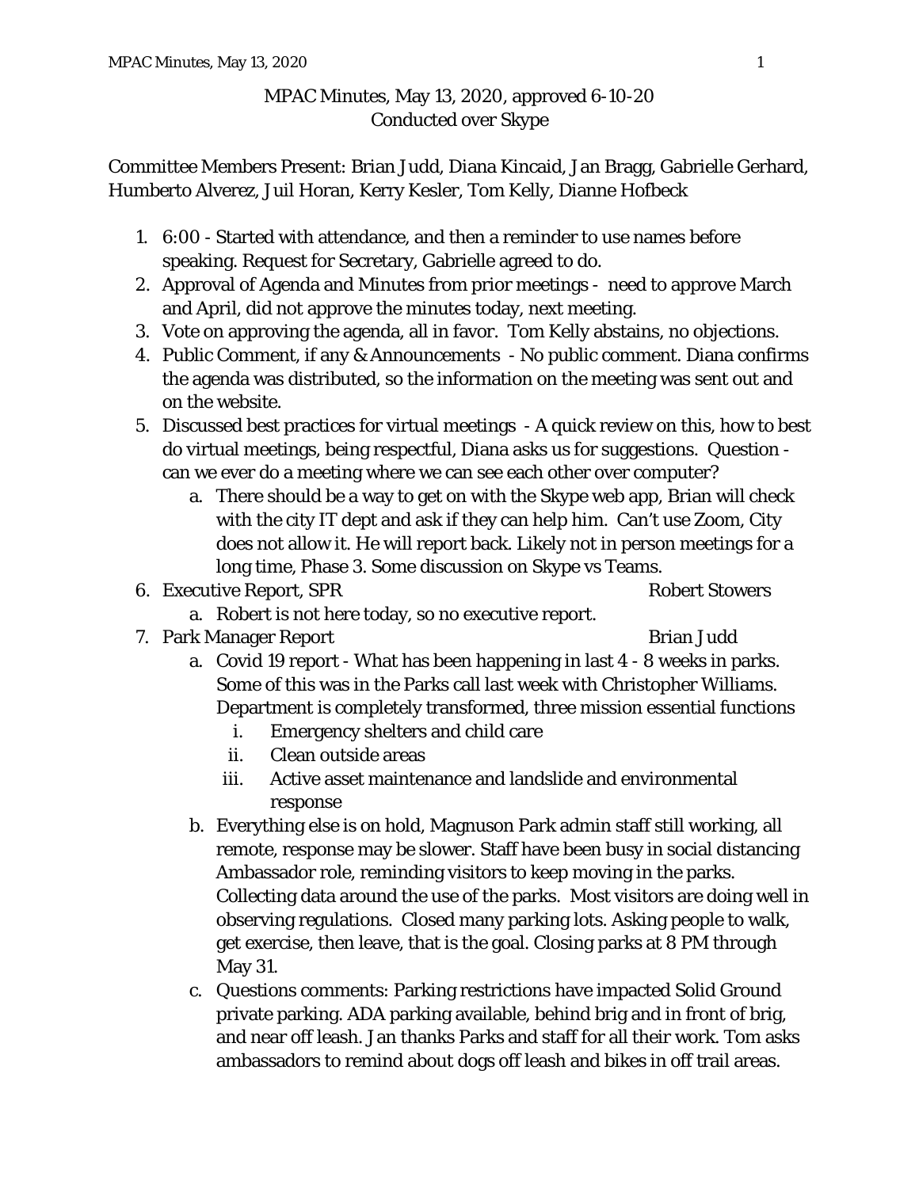# MPAC Minutes, May 13, 2020, approved 6-10-20
Conducted over Skype

Committee Members Present: Brian Judd, Diana Kincaid, Jan Bragg, Gabrielle Gerhard, Humberto Alverez, Juil Horan, Kerry Kesler, Tom Kelly, Dianne Hofbeck

1. 6:00 - Started with attendance, and then a reminder to use names before speaking. Request for Secretary, Gabrielle agreed to do.
2. Approval of Agenda and Minutes from prior meetings - need to approve March and April, did not approve the minutes today, next meeting.
3. Vote on approving the agenda, all in favor. Tom Kelly abstains, no objections.
4. Public Comment, if any & Announcements - No public comment. Diana confirms the agenda was distributed, so the information on the meeting was sent out and on the website.
5. Discussed best practices for virtual meetings - A quick review on this, how to best do virtual meetings, being respectful, Diana asks us for suggestions. Question - can we ever do a meeting where we can see each other over computer?
    a. There should be a way to get on with the Skype web app, Brian will check with the city IT dept and ask if they can help him. Can't use Zoom, City does not allow it. He will report back. Likely not in person meetings for a long time, Phase 3. Some discussion on Skype vs Teams.
6. Executive Report, SPR — Robert Stowers
    a. Robert is not here today, so no executive report.
7. Park Manager Report — Brian Judd
    a. Covid 19 report - What has been happening in last 4 - 8 weeks in parks. Some of this was in the Parks call last week with Christopher Williams. Department is completely transformed, three mission essential functions
        i. Emergency shelters and child care
        ii. Clean outside areas
        iii. Active asset maintenance and landslide and environmental response
    b. Everything else is on hold, Magnuson Park admin staff still working, all remote, response may be slower. Staff have been busy in social distancing Ambassador role, reminding visitors to keep moving in the parks. Collecting data around the use of the parks. Most visitors are doing well in observing regulations. Closed many parking lots. Asking people to walk, get exercise, then leave, that is the goal. Closing parks at 8 PM through May 31.
    c. Questions comments: Parking restrictions have impacted Solid Ground private parking. ADA parking available, behind brig and in front of brig, and near off leash. Jan thanks Parks and staff for all their work. Tom asks ambassadors to remind about dogs off leash and bikes in off trail areas.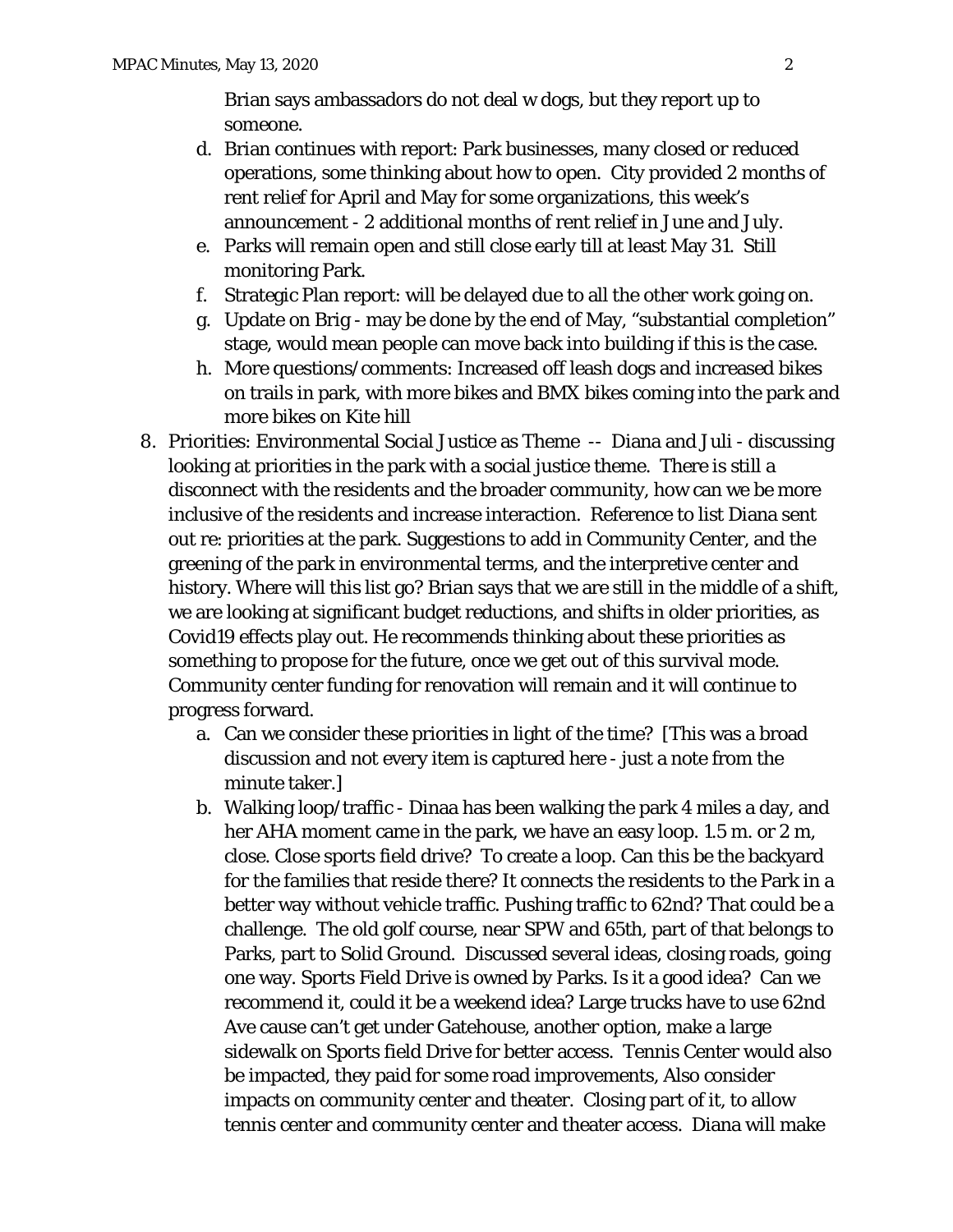Brian says ambassadors do not deal w dogs, but they report up to someone.

d. Brian continues with report: Park businesses, many closed or reduced operations, some thinking about how to open. City provided 2 months of rent relief for April and May for some organizations, this week's announcement - 2 additional months of rent relief in June and July.
e. Parks will remain open and still close early till at least May 31. Still monitoring Park.
f. Strategic Plan report: will be delayed due to all the other work going on.
g. Update on Brig - may be done by the end of May, "substantial completion" stage, would mean people can move back into building if this is the case.
h. More questions/comments: Increased off leash dogs and increased bikes on trails in park, with more bikes and BMX bikes coming into the park and more bikes on Kite hill

8. Priorities: Environmental Social Justice as Theme -- Diana and Juli - discussing looking at priorities in the park with a social justice theme. There is still a disconnect with the residents and the broader community, how can we be more inclusive of the residents and increase interaction. Reference to list Diana sent out re: priorities at the park. Suggestions to add in Community Center, and the greening of the park in environmental terms, and the interpretive center and history. Where will this list go? Brian says that we are still in the middle of a shift, we are looking at significant budget reductions, and shifts in older priorities, as Covid19 effects play out. He recommends thinking about these priorities as something to propose for the future, once we get out of this survival mode. Community center funding for renovation will remain and it will continue to progress forward.
   a. Can we consider these priorities in light of the time? [This was a broad discussion and not every item is captured here - just a note from the minute taker.]
   b. Walking loop/traffic - Dinaa has been walking the park 4 miles a day, and her AHA moment came in the park, we have an easy loop. 1.5 m. or 2 m, close. Close sports field drive? To create a loop. Can this be the backyard for the families that reside there? It connects the residents to the Park in a better way without vehicle traffic. Pushing traffic to 62nd? That could be a challenge. The old golf course, near SPW and 65th, part of that belongs to Parks, part to Solid Ground. Discussed several ideas, closing roads, going one way. Sports Field Drive is owned by Parks. Is it a good idea? Can we recommend it, could it be a weekend idea? Large trucks have to use 62nd Ave cause can't get under Gatehouse, another option, make a large sidewalk on Sports field Drive for better access. Tennis Center would also be impacted, they paid for some road improvements, Also consider impacts on community center and theater. Closing part of it, to allow tennis center and community center and theater access. Diana will make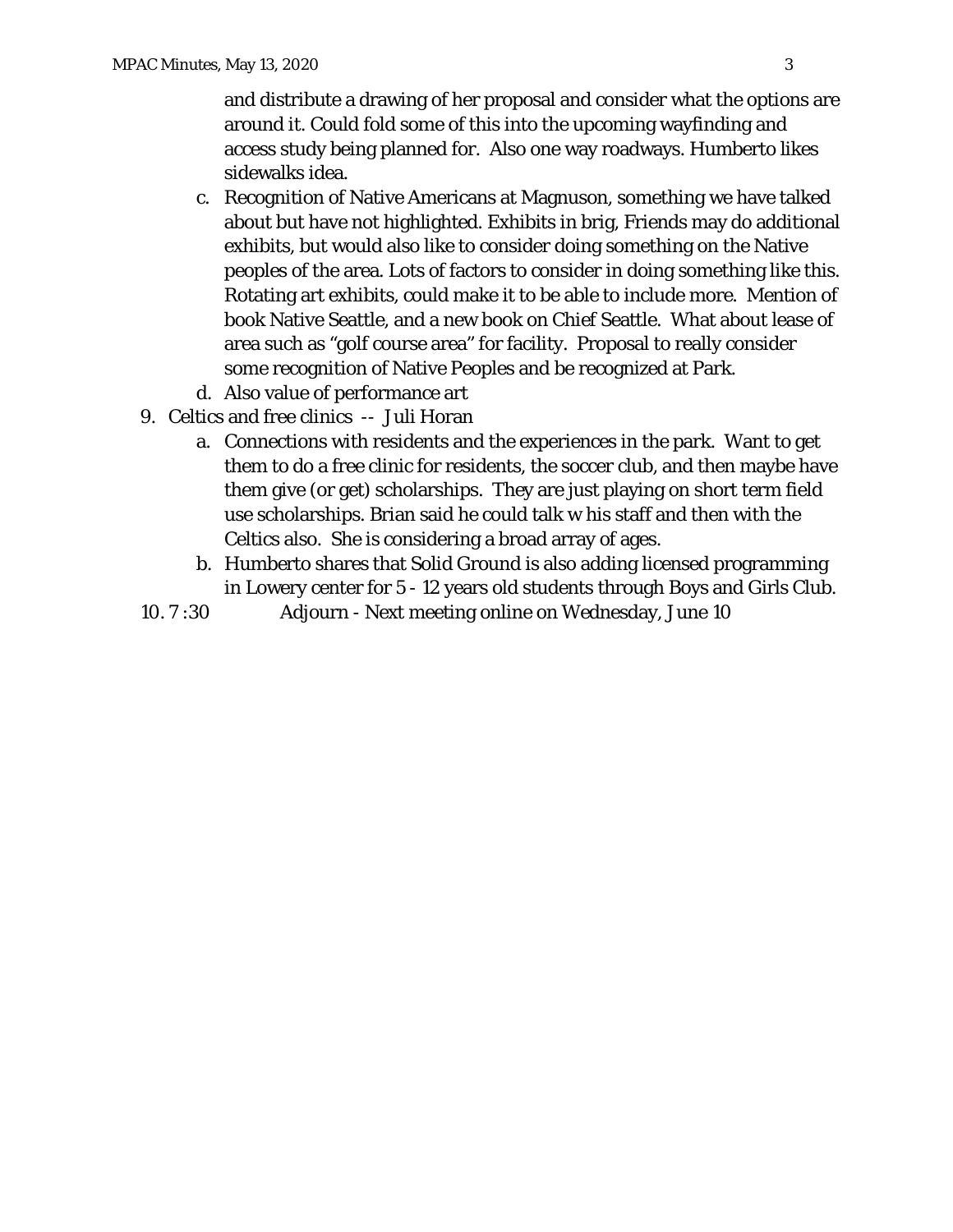and distribute a drawing of her proposal and consider what the options are around it. Could fold some of this into the upcoming wayfinding and access study being planned for. Also one way roadways. Humberto likes sidewalks idea.

   c. Recognition of Native Americans at Magnuson, something we have talked about but have not highlighted. Exhibits in brig, Friends may do additional exhibits, but would also like to consider doing something on the Native peoples of the area. Lots of factors to consider in doing something like this. Rotating art exhibits, could make it to be able to include more. Mention of book Native Seattle, and a new book on Chief Seattle. What about lease of area such as "golf course area" for facility. Proposal to really consider some recognition of Native Peoples and be recognized at Park.
   d. Also value of performance art

9. Celtics and free clinics -- Juli Horan
   a. Connections with residents and the experiences in the park. Want to get them to do a free clinic for residents, the soccer club, and then maybe have them give (or get) scholarships. They are just playing on short term field use scholarships. Brian said he could talk w his staff and then with the Celtics also. She is considering a broad array of ages.
   b. Humberto shares that Solid Ground is also adding licensed programming in Lowery center for 5 - 12 years old students through Boys and Girls Club.

10. 7 :30 Adjourn - Next meeting online on Wednesday, June 10